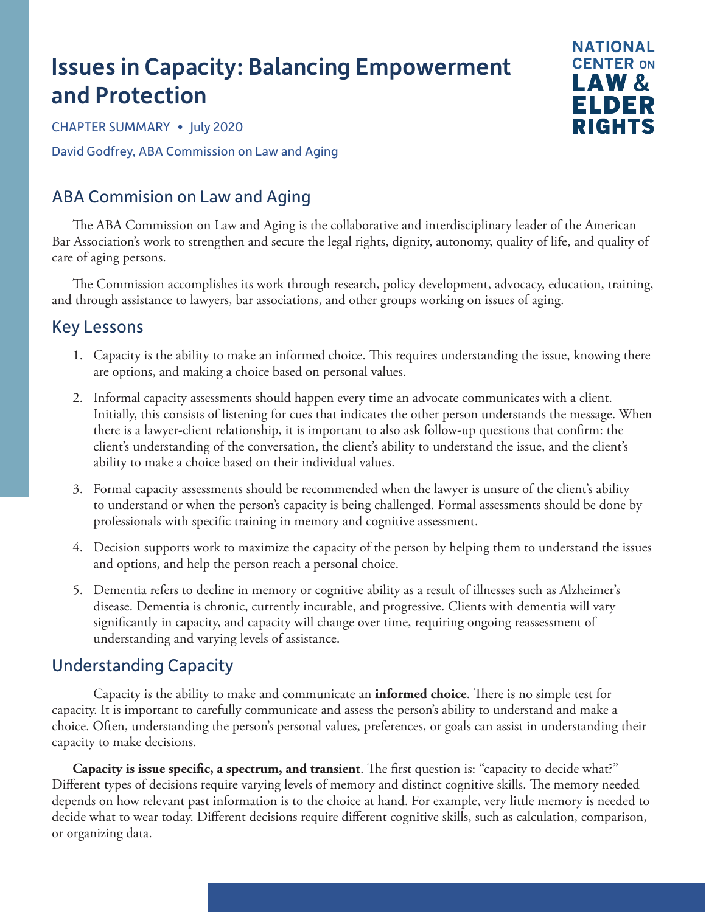# Issues in Capacity: Balancing Empowerment and Protection

CHAPTER SUMMARY • July 2020

David Godfrey, ABA Commission on Law and Aging

NATIONAL CENTER ON LAW & ELDER RIGHTS

## ABA Commision on Law and Aging

The ABA Commission on Law and Aging is the collaborative and interdisciplinary leader of the American Bar Association's work to strengthen and secure the legal rights, dignity, autonomy, quality of life, and quality of care of aging persons.

The Commission accomplishes its work through research, policy development, advocacy, education, training, and through assistance to lawyers, bar associations, and other groups working on issues of aging.

## Key Lessons

1. Capacity is the ability to make an informed choice. This requires understanding the issue, knowing there are options, and making a choice based on personal values.
2. Informal capacity assessments should happen every time an advocate communicates with a client. Initially, this consists of listening for cues that indicates the other person understands the message. When there is a lawyer-client relationship, it is important to also ask follow-up questions that confirm: the client's understanding of the conversation, the client's ability to understand the issue, and the client's ability to make a choice based on their individual values.
3. Formal capacity assessments should be recommended when the lawyer is unsure of the client's ability to understand or when the person's capacity is being challenged. Formal assessments should be done by professionals with specific training in memory and cognitive assessment.
4. Decision supports work to maximize the capacity of the person by helping them to understand the issues and options, and help the person reach a personal choice.
5. Dementia refers to decline in memory or cognitive ability as a result of illnesses such as Alzheimer's disease. Dementia is chronic, currently incurable, and progressive. Clients with dementia will vary significantly in capacity, and capacity will change over time, requiring ongoing reassessment of understanding and varying levels of assistance.

## Understanding Capacity

Capacity is the ability to make and communicate an **informed choice**. There is no simple test for capacity. It is important to carefully communicate and assess the person's ability to understand and make a choice. Often, understanding the person's personal values, preferences, or goals can assist in understanding their capacity to make decisions.

**Capacity is issue specific, a spectrum, and transient**. The first question is: "capacity to decide what?" Different types of decisions require varying levels of memory and distinct cognitive skills. The memory needed depends on how relevant past information is to the choice at hand. For example, very little memory is needed to decide what to wear today. Different decisions require different cognitive skills, such as calculation, comparison, or organizing data.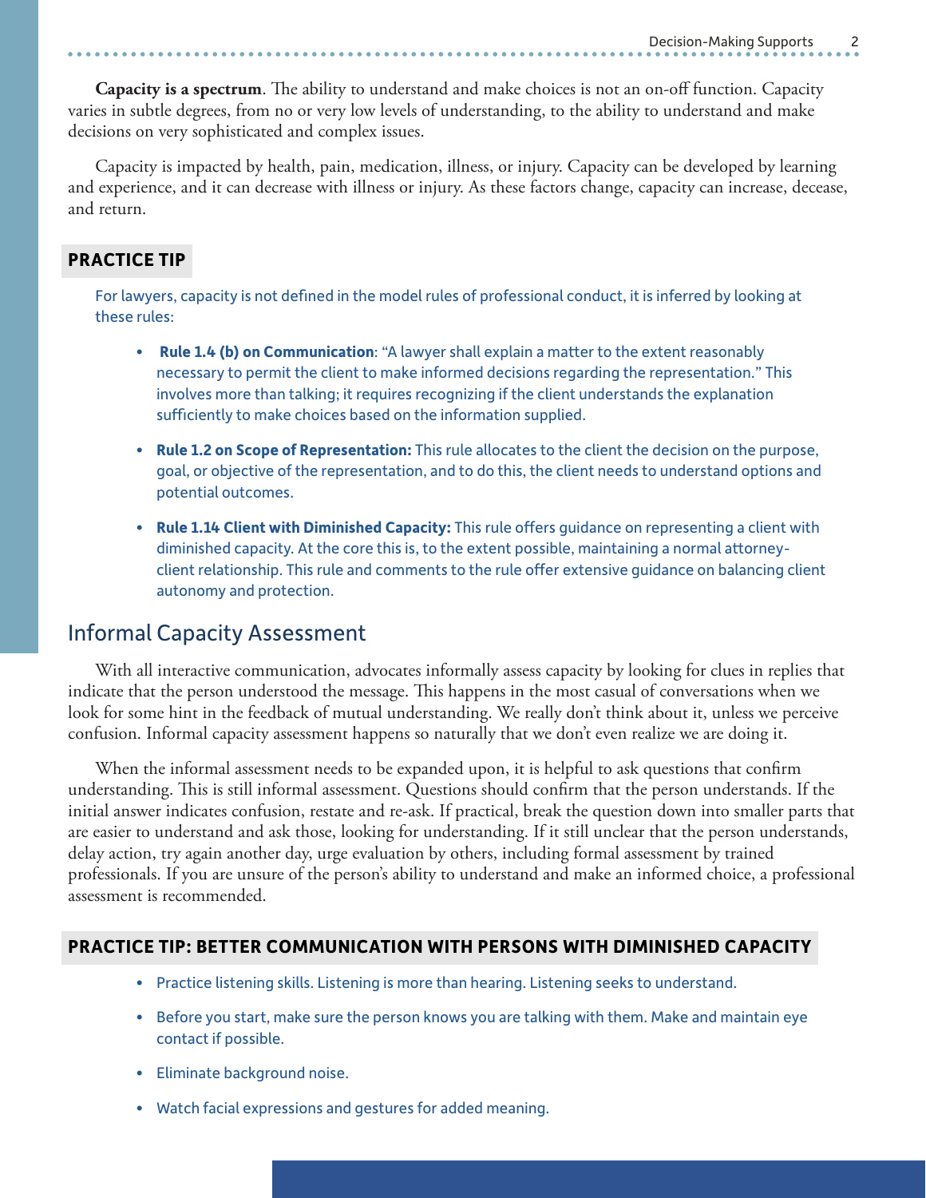**Capacity is a spectrum**. The ability to understand and make choices is not an on-off function. Capacity varies in subtle degrees, from no or very low levels of understanding, to the ability to understand and make decisions on very sophisticated and complex issues.

Capacity is impacted by health, pain, medication, illness, or injury. Capacity can be developed by learning and experience, and it can decrease with illness or injury. As these factors change, capacity can increase, decease, and return.

### PRACTICE TIP

For lawyers, capacity is not defined in the model rules of professional conduct, it is inferred by looking at these rules:

- **Rule 1.4 (b) on Communication**: "A lawyer shall explain a matter to the extent reasonably necessary to permit the client to make informed decisions regarding the representation." This involves more than talking; it requires recognizing if the client understands the explanation sufficiently to make choices based on the information supplied.
- **Rule 1.2 on Scope of Representation:** This rule allocates to the client the decision on the purpose, goal, or objective of the representation, and to do this, the client needs to understand options and potential outcomes.
- **Rule 1.14 Client with Diminished Capacity:** This rule offers guidance on representing a client with diminished capacity. At the core this is, to the extent possible, maintaining a normal attorney-client relationship. This rule and comments to the rule offer extensive guidance on balancing client autonomy and protection.

## Informal Capacity Assessment

With all interactive communication, advocates informally assess capacity by looking for clues in replies that indicate that the person understood the message. This happens in the most casual of conversations when we look for some hint in the feedback of mutual understanding. We really don't think about it, unless we perceive confusion. Informal capacity assessment happens so naturally that we don't even realize we are doing it.

When the informal assessment needs to be expanded upon, it is helpful to ask questions that confirm understanding. This is still informal assessment. Questions should confirm that the person understands. If the initial answer indicates confusion, restate and re-ask. If practical, break the question down into smaller parts that are easier to understand and ask those, looking for understanding. If it still unclear that the person understands, delay action, try again another day, urge evaluation by others, including formal assessment by trained professionals. If you are unsure of the person's ability to understand and make an informed choice, a professional assessment is recommended.

### PRACTICE TIP: BETTER COMMUNICATION WITH PERSONS WITH DIMINISHED CAPACITY

- Practice listening skills. Listening is more than hearing. Listening seeks to understand.
- Before you start, make sure the person knows you are talking with them. Make and maintain eye contact if possible.
- Eliminate background noise.
- Watch facial expressions and gestures for added meaning.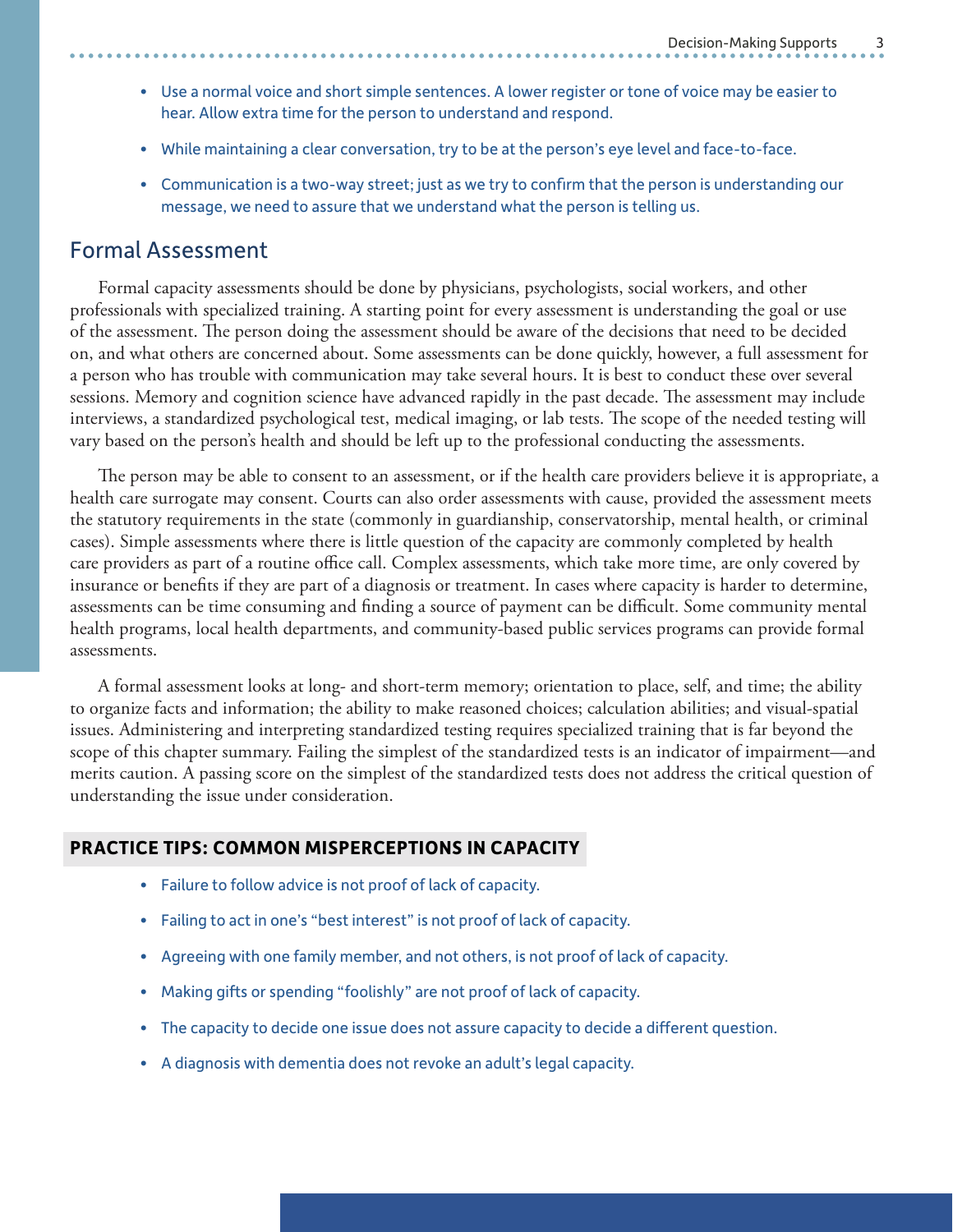- Use a normal voice and short simple sentences. A lower register or tone of voice may be easier to hear. Allow extra time for the person to understand and respond.
- While maintaining a clear conversation, try to be at the person's eye level and face-to-face.
- Communication is a two-way street; just as we try to confirm that the person is understanding our message, we need to assure that we understand what the person is telling us.

## Formal Assessment

Formal capacity assessments should be done by physicians, psychologists, social workers, and other professionals with specialized training. A starting point for every assessment is understanding the goal or use of the assessment. The person doing the assessment should be aware of the decisions that need to be decided on, and what others are concerned about. Some assessments can be done quickly, however, a full assessment for a person who has trouble with communication may take several hours. It is best to conduct these over several sessions. Memory and cognition science have advanced rapidly in the past decade. The assessment may include interviews, a standardized psychological test, medical imaging, or lab tests. The scope of the needed testing will vary based on the person's health and should be left up to the professional conducting the assessments.

The person may be able to consent to an assessment, or if the health care providers believe it is appropriate, a health care surrogate may consent. Courts can also order assessments with cause, provided the assessment meets the statutory requirements in the state (commonly in guardianship, conservatorship, mental health, or criminal cases). Simple assessments where there is little question of the capacity are commonly completed by health care providers as part of a routine office call. Complex assessments, which take more time, are only covered by insurance or benefits if they are part of a diagnosis or treatment. In cases where capacity is harder to determine, assessments can be time consuming and finding a source of payment can be difficult. Some community mental health programs, local health departments, and community-based public services programs can provide formal assessments.

A formal assessment looks at long- and short-term memory; orientation to place, self, and time; the ability to organize facts and information; the ability to make reasoned choices; calculation abilities; and visual-spatial issues. Administering and interpreting standardized testing requires specialized training that is far beyond the scope of this chapter summary. Failing the simplest of the standardized tests is an indicator of impairment—and merits caution. A passing score on the simplest of the standardized tests does not address the critical question of understanding the issue under consideration.

### PRACTICE TIPS: COMMON MISPERCEPTIONS IN CAPACITY

- Failure to follow advice is not proof of lack of capacity.
- Failing to act in one's "best interest" is not proof of lack of capacity.
- Agreeing with one family member, and not others, is not proof of lack of capacity.
- Making gifts or spending "foolishly" are not proof of lack of capacity.
- The capacity to decide one issue does not assure capacity to decide a different question.
- A diagnosis with dementia does not revoke an adult's legal capacity.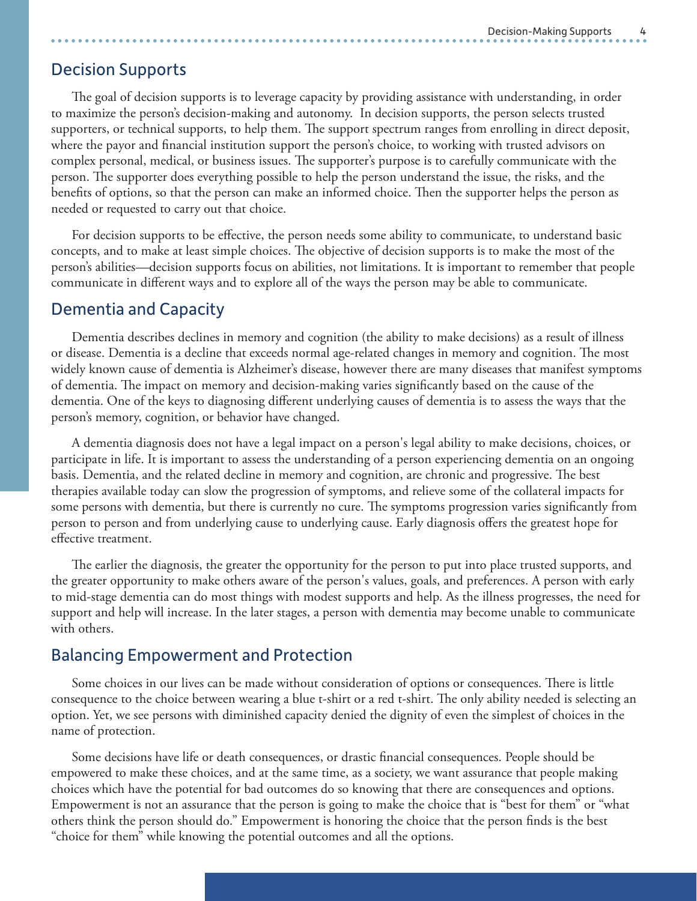## Decision Supports

The goal of decision supports is to leverage capacity by providing assistance with understanding, in order to maximize the person's decision-making and autonomy. In decision supports, the person selects trusted supporters, or technical supports, to help them. The support spectrum ranges from enrolling in direct deposit, where the payor and financial institution support the person's choice, to working with trusted advisors on complex personal, medical, or business issues. The supporter's purpose is to carefully communicate with the person. The supporter does everything possible to help the person understand the issue, the risks, and the benefits of options, so that the person can make an informed choice. Then the supporter helps the person as needed or requested to carry out that choice.

For decision supports to be effective, the person needs some ability to communicate, to understand basic concepts, and to make at least simple choices. The objective of decision supports is to make the most of the person's abilities—decision supports focus on abilities, not limitations. It is important to remember that people communicate in different ways and to explore all of the ways the person may be able to communicate.

## Dementia and Capacity

Dementia describes declines in memory and cognition (the ability to make decisions) as a result of illness or disease. Dementia is a decline that exceeds normal age-related changes in memory and cognition. The most widely known cause of dementia is Alzheimer's disease, however there are many diseases that manifest symptoms of dementia. The impact on memory and decision-making varies significantly based on the cause of the dementia. One of the keys to diagnosing different underlying causes of dementia is to assess the ways that the person's memory, cognition, or behavior have changed.

A dementia diagnosis does not have a legal impact on a person's legal ability to make decisions, choices, or participate in life. It is important to assess the understanding of a person experiencing dementia on an ongoing basis. Dementia, and the related decline in memory and cognition, are chronic and progressive. The best therapies available today can slow the progression of symptoms, and relieve some of the collateral impacts for some persons with dementia, but there is currently no cure. The symptoms progression varies significantly from person to person and from underlying cause to underlying cause. Early diagnosis offers the greatest hope for effective treatment.

The earlier the diagnosis, the greater the opportunity for the person to put into place trusted supports, and the greater opportunity to make others aware of the person's values, goals, and preferences. A person with early to mid-stage dementia can do most things with modest supports and help. As the illness progresses, the need for support and help will increase. In the later stages, a person with dementia may become unable to communicate with others.

## Balancing Empowerment and Protection

Some choices in our lives can be made without consideration of options or consequences. There is little consequence to the choice between wearing a blue t-shirt or a red t-shirt. The only ability needed is selecting an option. Yet, we see persons with diminished capacity denied the dignity of even the simplest of choices in the name of protection.

Some decisions have life or death consequences, or drastic financial consequences. People should be empowered to make these choices, and at the same time, as a society, we want assurance that people making choices which have the potential for bad outcomes do so knowing that there are consequences and options. Empowerment is not an assurance that the person is going to make the choice that is "best for them" or "what others think the person should do." Empowerment is honoring the choice that the person finds is the best "choice for them" while knowing the potential outcomes and all the options.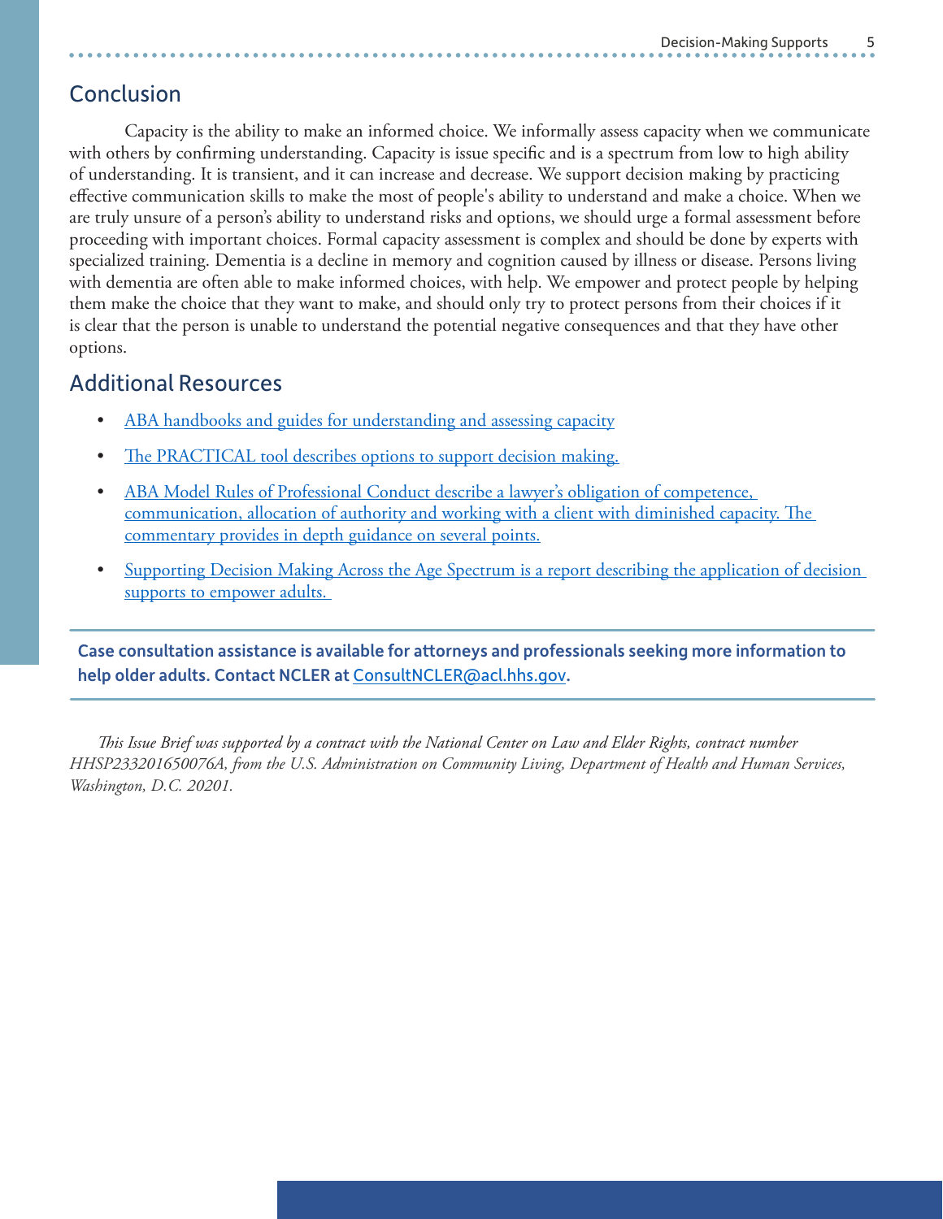## Conclusion

Capacity is the ability to make an informed choice. We informally assess capacity when we communicate with others by confirming understanding. Capacity is issue specific and is a spectrum from low to high ability of understanding. It is transient, and it can increase and decrease. We support decision making by practicing effective communication skills to make the most of people's ability to understand and make a choice. When we are truly unsure of a person's ability to understand risks and options, we should urge a formal assessment before proceeding with important choices. Formal capacity assessment is complex and should be done by experts with specialized training. Dementia is a decline in memory and cognition caused by illness or disease. Persons living with dementia are often able to make informed choices, with help. We empower and protect people by helping them make the choice that they want to make, and should only try to protect persons from their choices if it is clear that the person is unable to understand the potential negative consequences and that they have other options.

## Additional Resources

- ABA handbooks and guides for understanding and assessing capacity
- The PRACTICAL tool describes options to support decision making.
- ABA Model Rules of Professional Conduct describe a lawyer's obligation of competence, communication, allocation of authority and working with a client with diminished capacity. The commentary provides in depth guidance on several points.
- Supporting Decision Making Across the Age Spectrum is a report describing the application of decision supports to empower adults.

**Case consultation assistance is available for attorneys and professionals seeking more information to help older adults. Contact NCLER at ConsultNCLER@acl.hhs.gov.**

*This Issue Brief was supported by a contract with the National Center on Law and Elder Rights, contract number HHSP233201650076A, from the U.S. Administration on Community Living, Department of Health and Human Services, Washington, D.C. 20201.*